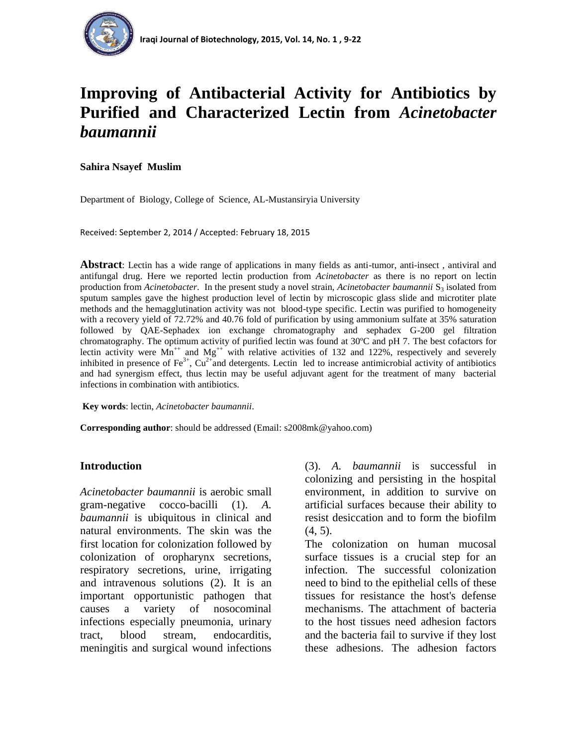# Improving of Antibacterial Activity for Antibiotics by Purified and Characterized Lectin from *Acinetobacter baumannii*

**Sahira Nsayef Muslim**

Department of Biology, College of Science, AL-Mustansiryia University

Received: September 2, 2014 / Accepted: February 18, 2015

**Abstract**: Lectin has a wide range of applications in many fields as anti-tumor, anti-insect , antiviral and antifungal drug. Here we reported lectin production from *Acinetobacter* as there is no report on lectin production from *Acinetobacter*. In the present study a novel strain, *Acinetobacter baumannii* $S_3$ isolated from sputum samples gave the highest production level of lectin by microscopic glass slide and microtiter plate methods and the hemagglutination activity was not blood-type specific. Lectin was purified to homogeneity with a recovery yield of 72.72% and 40.76 fold of purification by using ammonium sulfate at 35% saturation followed by QAE-Sephadex ion exchange chromatography and sephadex G-200 gel filtration chromatography. The optimum activity of purified lectin was found at 30ºC and pH 7. The best cofactors for lectin activity were $Mn^{++}$ and $Mg^{++}$ with relative activities of 132 and 122%, respectively and severely inhibited in presence of $Fe^{3+}$, $Cu^{2+}$ and detergents. Lectin led to increase antimicrobial activity of antibiotics and had synergism effect, thus lectin may be useful adjuvant agent for the treatment of many bacterial infections in combination with antibiotics.

**Key words**: lectin, *Acinetobacter baumannii*.

**Corresponding author**: should be addressed (Email: s2008mk@yahoo.com)

## Introduction

*Acinetobacter baumannii* is aerobic small gram-negative cocco-bacilli (1). *A. baumannii* is ubiquitous in clinical and natural environments. The skin was the first location for colonization followed by colonization of oropharynx secretions, respiratory secretions, urine, irrigating and intravenous solutions (2). It is an important opportunistic pathogen that causes a variety of nosocominal infections especially pneumonia, urinary tract, blood stream, endocarditis, meningitis and surgical wound infections (3). *A. baumannii* is successful in colonizing and persisting in the hospital environment, in addition to survive on artificial surfaces because their ability to resist desiccation and to form the biofilm (4, 5).

The colonization on human mucosal surface tissues is a crucial step for an infection. The successful colonization need to bind to the epithelial cells of these tissues for resistance the host's defense mechanisms. The attachment of bacteria to the host tissues need adhesion factors and the bacteria fail to survive if they lost these adhesions. The adhesion factors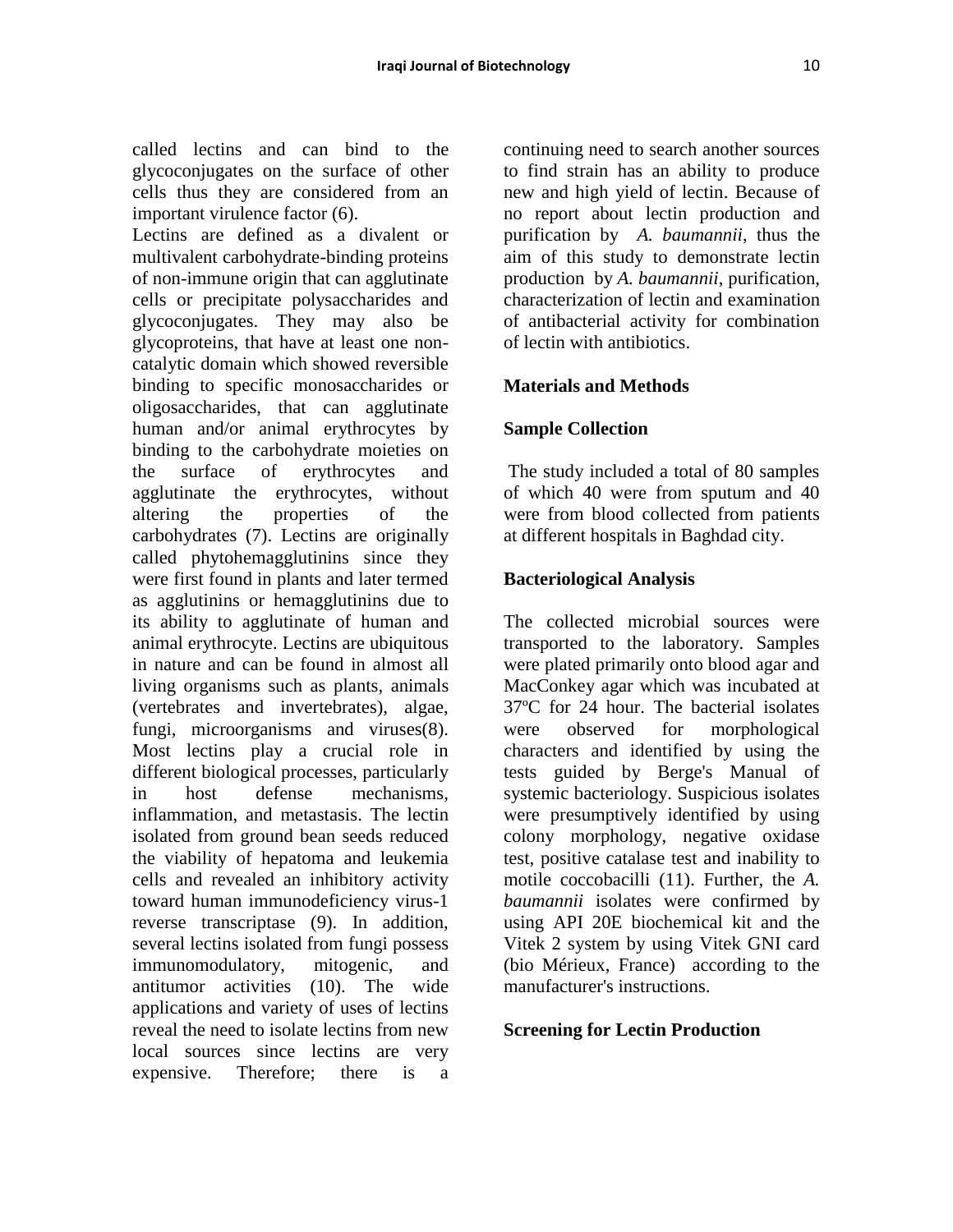called lectins and can bind to the glycoconjugates on the surface of other cells thus they are considered from an important virulence factor (6).

Lectins are defined as a divalent or multivalent carbohydrate-binding proteins of non-immune origin that can agglutinate cells or precipitate polysaccharides and glycoconjugates. They may also be glycoproteins, that have at least one non-catalytic domain which showed reversible binding to specific monosaccharides or oligosaccharides, that can agglutinate human and/or animal erythrocytes by binding to the carbohydrate moieties on the surface of erythrocytes and agglutinate the erythrocytes, without altering the properties of the carbohydrates (7). Lectins are originally called phytohemagglutinins since they were first found in plants and later termed as agglutinins or hemagglutinins due to its ability to agglutinate of human and animal erythrocyte. Lectins are ubiquitous in nature and can be found in almost all living organisms such as plants, animals (vertebrates and invertebrates), algae, fungi, microorganisms and viruses(8). Most lectins play a crucial role in different biological processes, particularly in host defense mechanisms, inflammation, and metastasis. The lectin isolated from ground bean seeds reduced the viability of hepatoma and leukemia cells and revealed an inhibitory activity toward human immunodeficiency virus-1 reverse transcriptase (9). In addition, several lectins isolated from fungi possess immunomodulatory, mitogenic, and antitumor activities (10). The wide applications and variety of uses of lectins reveal the need to isolate lectins from new local sources since lectins are very expensive. Therefore; there is a continuing need to search another sources to find strain has an ability to produce new and high yield of lectin. Because of no report about lectin production and purification by *A. baumannii*, thus the aim of this study to demonstrate lectin production by *A. baumannii*, purification, characterization of lectin and examination of antibacterial activity for combination of lectin with antibiotics.

## Materials and Methods

### Sample Collection

The study included a total of 80 samples of which 40 were from sputum and 40 were from blood collected from patients at different hospitals in Baghdad city.

### Bacteriological Analysis

The collected microbial sources were transported to the laboratory. Samples were plated primarily onto blood agar and MacConkey agar which was incubated at 37ºC for 24 hour. The bacterial isolates were observed for morphological characters and identified by using the tests guided by Berge's Manual of systemic bacteriology. Suspicious isolates were presumptively identified by using colony morphology, negative oxidase test, positive catalase test and inability to motile coccobacilli (11). Further, the *A. baumannii* isolates were confirmed by using API 20E biochemical kit and the Vitek 2 system by using Vitek GNI card (bio Mérieux, France) according to the manufacturer's instructions.

### Screening for Lectin Production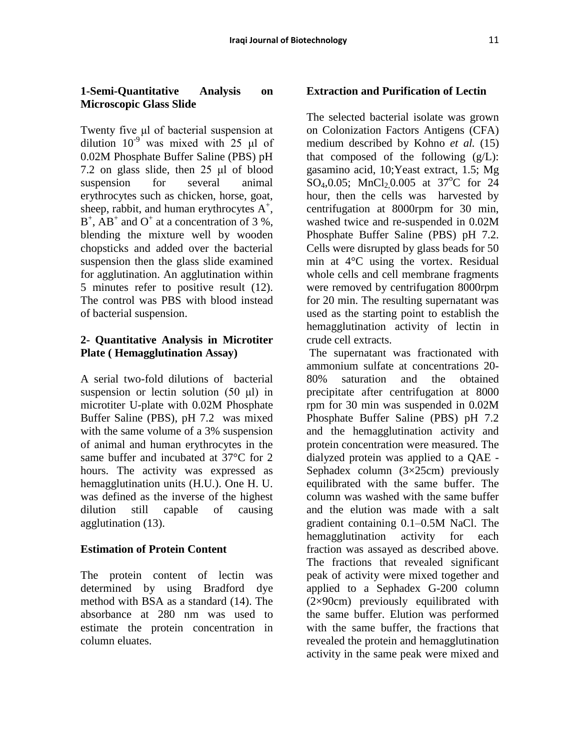### 1-Semi-Quantitative Analysis on Microscopic Glass Slide

Twenty five μl of bacterial suspension at dilution $10^{-9}$ was mixed with 25 μl of 0.02M Phosphate Buffer Saline (PBS) pH 7.2 on glass slide, then 25 μl of blood suspension for several animal erythrocytes such as chicken, horse, goat, sheep, rabbit, and human erythrocytes $A^+$, $B^+$, $AB^+$ and $O^+$ at a concentration of 3 %, blending the mixture well by wooden chopsticks and added over the bacterial suspension then the glass slide examined for agglutination. An agglutination within 5 minutes refer to positive result (12). The control was PBS with blood instead of bacterial suspension.

### 2- Quantitative Analysis in Microtiter Plate ( Hemagglutination Assay)

A serial two-fold dilutions of bacterial suspension or lectin solution (50 μl) in microtiter U-plate with 0.02M Phosphate Buffer Saline (PBS), pH 7.2 was mixed with the same volume of a 3% suspension of animal and human erythrocytes in the same buffer and incubated at 37°C for 2 hours. The activity was expressed as hemagglutination units (H.U.). One H. U. was defined as the inverse of the highest dilution still capable of causing agglutination (13).

### Estimation of Protein Content

The protein content of lectin was determined by using Bradford dye method with BSA as a standard (14). The absorbance at 280 nm was used to estimate the protein concentration in column eluates.

### Extraction and Purification of Lectin

The selected bacterial isolate was grown on Colonization Factors Antigens (CFA) medium described by Kohno *et al.* (15) that composed of the following (g/L): gasamino acid, 10;Yeast extract, 1.5; Mg $SO_4$,0.05; $MnCl_2$,0.005 at $37^oC$ for 24 hour, then the cells was harvested by centrifugation at 8000rpm for 30 min, washed twice and re-suspended in 0.02M Phosphate Buffer Saline (PBS) pH 7.2. Cells were disrupted by glass beads for 50 min at 4°C using the vortex. Residual whole cells and cell membrane fragments were removed by centrifugation 8000rpm for 20 min. The resulting supernatant was used as the starting point to establish the hemagglutination activity of lectin in crude cell extracts.

The supernatant was fractionated with ammonium sulfate at concentrations 20-80% saturation and the obtained precipitate after centrifugation at 8000 rpm for 30 min was suspended in 0.02M Phosphate Buffer Saline (PBS) pH 7.2 and the hemagglutination activity and protein concentration were measured. The dialyzed protein was applied to a QAE - Sephadex column (3×25cm) previously equilibrated with the same buffer. The column was washed with the same buffer and the elution was made with a salt gradient containing 0.1–0.5M NaCl. The hemagglutination activity for each fraction was assayed as described above. The fractions that revealed significant peak of activity were mixed together and applied to a Sephadex G-200 column (2×90cm) previously equilibrated with the same buffer. Elution was performed with the same buffer, the fractions that revealed the protein and hemagglutination activity in the same peak were mixed and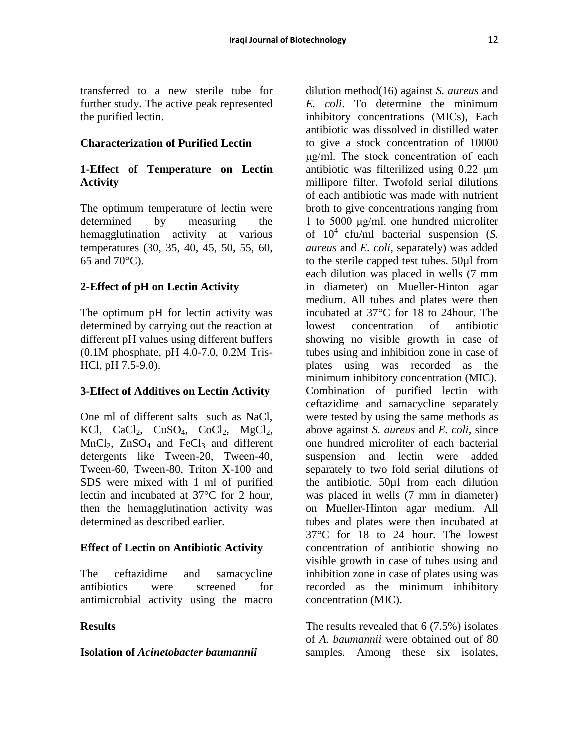transferred to a new sterile tube for further study. The active peak represented the purified lectin.

**Characterization of Purified Lectin**

**1-Effect of Temperature on Lectin Activity**

The optimum temperature of lectin were determined by measuring the hemagglutination activity at various temperatures (30, 35, 40, 45, 50, 55, 60, 65 and 70°C).

**2-Effect of pH on Lectin Activity**

The optimum pH for lectin activity was determined by carrying out the reaction at different pH values using different buffers (0.1M phosphate, pH 4.0-7.0, 0.2M Tris-HCl, pH 7.5-9.0).

**3-Effect of Additives on Lectin Activity**

One ml of different salts such as NaCl, KCl, $CaCl_2$, $CuSO_4$, $CoCl_2$, $MgCl_2$, $MnCl_2$, $ZnSO_4$ and $FeCl_3$ and different detergents like Tween-20, Tween-40, Tween-60, Tween-80, Triton X-100 and SDS were mixed with 1 ml of purified lectin and incubated at 37°C for 2 hour, then the hemagglutination activity was determined as described earlier.

**Effect of Lectin on Antibiotic Activity**

The ceftazidime and samacycline antibiotics were screened for antimicrobial activity using the macro dilution method(16) against *S. aureus* and *E. coli*. To determine the minimum inhibitory concentrations (MICs), Each antibiotic was dissolved in distilled water to give a stock concentration of 10000 μg/ml. The stock concentration of each antibiotic was filterilized using 0.22 μm millipore filter. Twofold serial dilutions of each antibiotic was made with nutrient broth to give concentrations ranging from 1 to 5000 μg/ml. one hundred microliter of $10^4$ cfu/ml bacterial suspension (*S. aureus* and *E. coli*, separately) was added to the sterile capped test tubes. 50µl from each dilution was placed in wells (7 mm in diameter) on Mueller-Hinton agar medium. All tubes and plates were then incubated at 37°C for 18 to 24hour. The lowest concentration of antibiotic showing no visible growth in case of tubes using and inhibition zone in case of plates using was recorded as the minimum inhibitory concentration (MIC). Combination of purified lectin with ceftazidime and samacycline separately were tested by using the same methods as above against *S. aureus* and *E. coli*, since one hundred microliter of each bacterial suspension and lectin were added separately to two fold serial dilutions of the antibiotic. 50µl from each dilution was placed in wells (7 mm in diameter) on Mueller-Hinton agar medium. All tubes and plates were then incubated at 37°C for 18 to 24 hour. The lowest concentration of antibiotic showing no visible growth in case of tubes using and inhibition zone in case of plates using was recorded as the minimum inhibitory concentration (MIC).

**Results**

**Isolation of *Acinetobacter baumannii***

The results revealed that 6 (7.5%) isolates of *A. baumannii* were obtained out of 80 samples. Among these six isolates,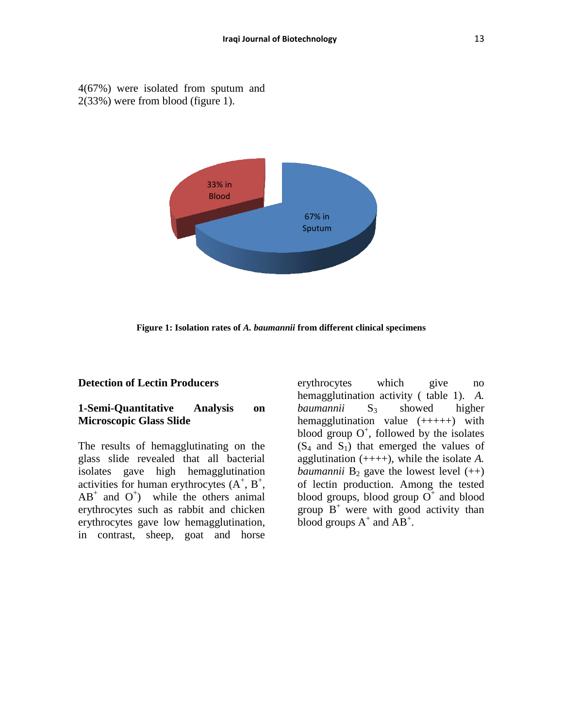4(67%) were isolated from sputum and 2(33%) were from blood (figure 1).

**Figure 1: Isolation rates of *A. baumannii* from different clinical specimens**

**Detection of Lectin Producers**

**1-Semi-Quantitative Analysis on Microscopic Glass Slide**

The results of hemagglutinating on the glass slide revealed that all bacterial isolates gave high hemagglutination activities for human erythrocytes ($A^+$, $B^+$, $AB^+$ and $O^+$) while the others animal erythrocytes such as rabbit and chicken erythrocytes gave low hemagglutination, in contrast, sheep, goat and horse erythrocytes which give no hemagglutination activity ( table 1). *A. baumannii* $S_3$ showed higher hemagglutination value (+++++) with blood group $O^+$, followed by the isolates ($S_4$ and $S_1$) that emerged the values of agglutination (++++), while the isolate *A. baumannii* $B_2$ gave the lowest level (++) of lectin production. Among the tested blood groups, blood group $O^+$ and blood group $B^+$ were with good activity than blood groups $A^+$ and $AB^+$.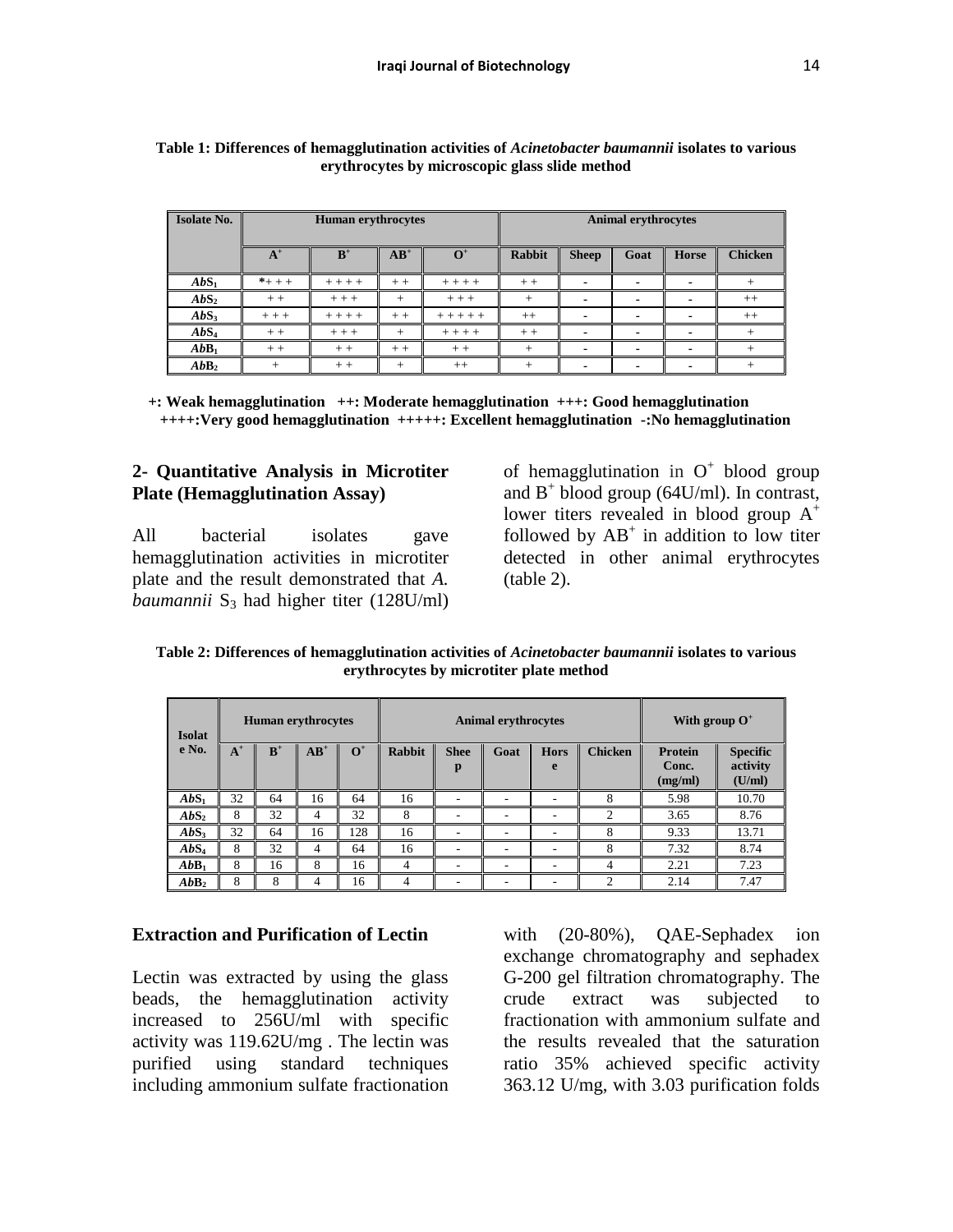**Table 1: Differences of hemagglutination activities of *Acinetobacter baumannii* isolates to various erythrocytes by microscopic glass slide method**

| Isolate No. | Human erythrocytes | | | | Animal erythrocytes | | | | |
|---|---|---|---|---|---|---|---|---|---|
| | $A^+$ | $B^+$ | $AB^+$ | $O^+$ | Rabbit | Sheep | Goat | Horse | Chicken |
| $AbS_1$ | *+ + + | + + + + | + + | + + + + | + + | - | - | - | + |
| $AbS_2$ | + + | + + + | + | + + + | + | - | - | - | ++ |
| $AbS_3$ | + + + | + + + + | + + | + + + + + | ++ | - | - | - | ++ |
| $AbS_4$ | + + | + + + | + | + + + + | + + | - | - | - | + |
| $AbB_1$ | + + | + + | + + | + + | + | - | - | - | + |
| $AbB_2$ | + | + + | + | ++ | + | - | - | - | + |

**+: Weak hemagglutination ++: Moderate hemagglutination +++: Good hemagglutination ++++:Very good hemagglutination +++++: Excellent hemagglutination -:No hemagglutination**

## 2- Quantitative Analysis in Microtiter Plate (Hemagglutination Assay)

All bacterial isolates gave hemagglutination activities in microtiter plate and the result demonstrated that *A. baumannii* $S_3$ had higher titer (128U/ml) of hemagglutination in $O^+$ blood group and $B^+$ blood group (64U/ml). In contrast, lower titers revealed in blood group $A^+$ followed by $AB^+$ in addition to low titer detected in other animal erythrocytes (table 2).

**Table 2: Differences of hemagglutination activities of *Acinetobacter baumannii* isolates to various erythrocytes by microtiter plate method**

| Isolate No. | Human erythrocytes | | | | Animal erythrocytes | | | | | With group $O^+$ | |
|---|---|---|---|---|---|---|---|---|---|---|---|
| | $A^+$ | $B^+$ | $AB^+$ | $O^+$ | Rabbit | Sheep | Goat | Horse | Chicken | Protein Conc. (mg/ml) | Specific activity (U/ml) |
| $AbS_1$ | 32 | 64 | 16 | 64 | 16 | - | - | - | 8 | 5.98 | 10.70 |
| $AbS_2$ | 8 | 32 | 4 | 32 | 8 | - | - | - | 2 | 3.65 | 8.76 |
| $AbS_3$ | 32 | 64 | 16 | 128 | 16 | - | - | - | 8 | 9.33 | 13.71 |
| $AbS_4$ | 8 | 32 | 4 | 64 | 16 | - | - | - | 8 | 7.32 | 8.74 |
| $AbB_1$ | 8 | 16 | 8 | 16 | 4 | - | - | - | 4 | 2.21 | 7.23 |
| $AbB_2$ | 8 | 8 | 4 | 16 | 4 | - | - | - | 2 | 2.14 | 7.47 |

## Extraction and Purification of Lectin

Lectin was extracted by using the glass beads, the hemagglutination activity increased to 256U/ml with specific activity was 119.62U/mg . The lectin was purified using standard techniques including ammonium sulfate fractionation with (20-80%), QAE-Sephadex ion exchange chromatography and sephadex G-200 gel filtration chromatography. The crude extract was subjected to fractionation with ammonium sulfate and the results revealed that the saturation ratio 35% achieved specific activity 363.12 U/mg, with 3.03 purification folds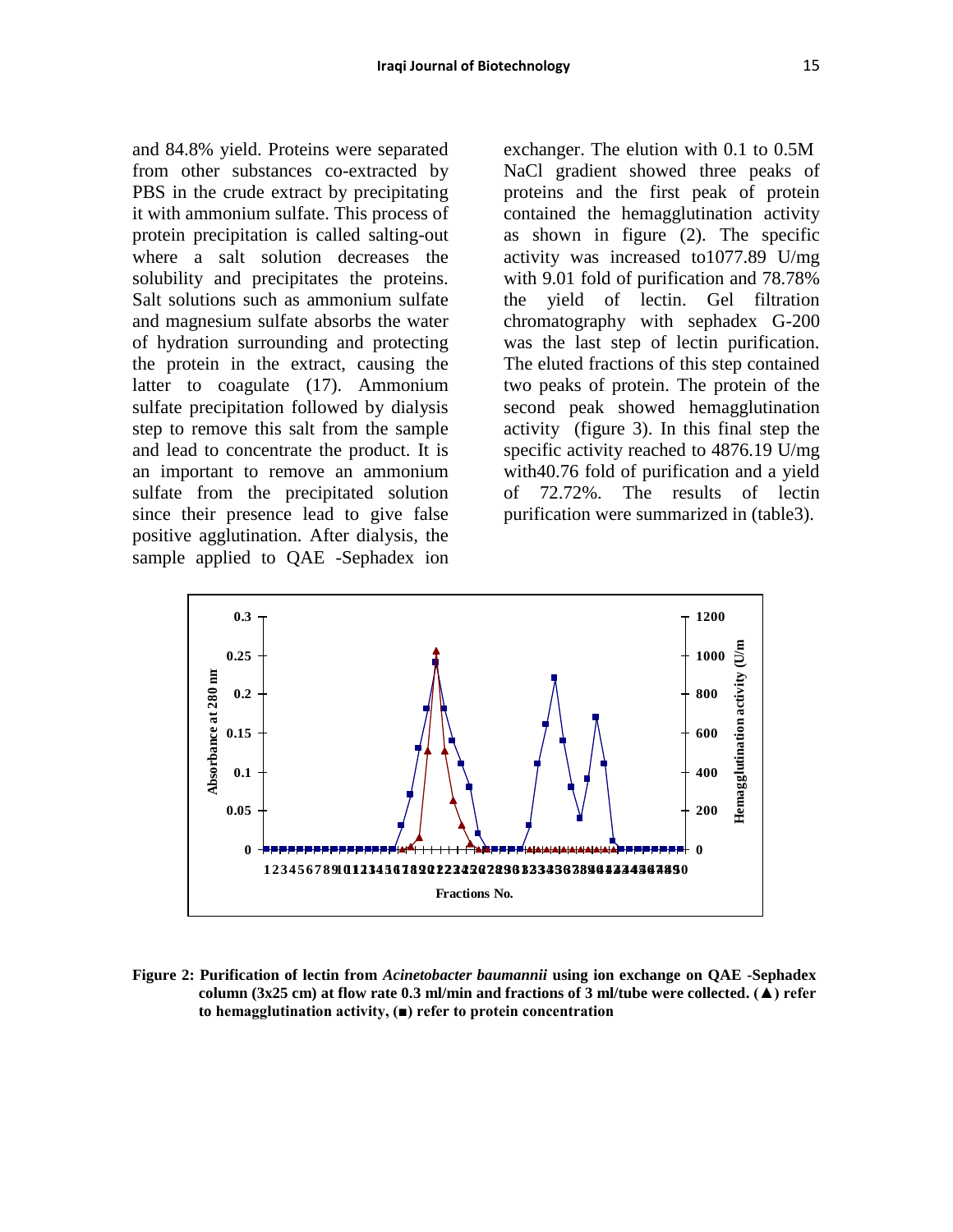and 84.8% yield. Proteins were separated from other substances co-extracted by PBS in the crude extract by precipitating it with ammonium sulfate. This process of protein precipitation is called salting-out where a salt solution decreases the solubility and precipitates the proteins. Salt solutions such as ammonium sulfate and magnesium sulfate absorbs the water of hydration surrounding and protecting the protein in the extract, causing the latter to coagulate (17). Ammonium sulfate precipitation followed by dialysis step to remove this salt from the sample and lead to concentrate the product. It is an important to remove an ammonium sulfate from the precipitated solution since their presence lead to give false positive agglutination. After dialysis, the sample applied to QAE -Sephadex ion exchanger. The elution with 0.1 to 0.5M NaCl gradient showed three peaks of proteins and the first peak of protein contained the hemagglutination activity as shown in figure (2). The specific activity was increased to1077.89 U/mg with 9.01 fold of purification and 78.78% the yield of lectin. Gel filtration chromatography with sephadex G-200 was the last step of lectin purification. The eluted fractions of this step contained two peaks of protein. The protein of the second peak showed hemagglutination activity (figure 3). In this final step the specific activity reached to 4876.19 U/mg with40.76 fold of purification and a yield of 72.72%. The results of lectin purification were summarized in (table3).

**Figure 2: Purification of lectin from *Acinetobacter baumannii* using ion exchange on QAE -Sephadex column (3x25 cm) at flow rate 0.3 ml/min and fractions of 3 ml/tube were collected. (▲) refer to hemagglutination activity, (■) refer to protein concentration**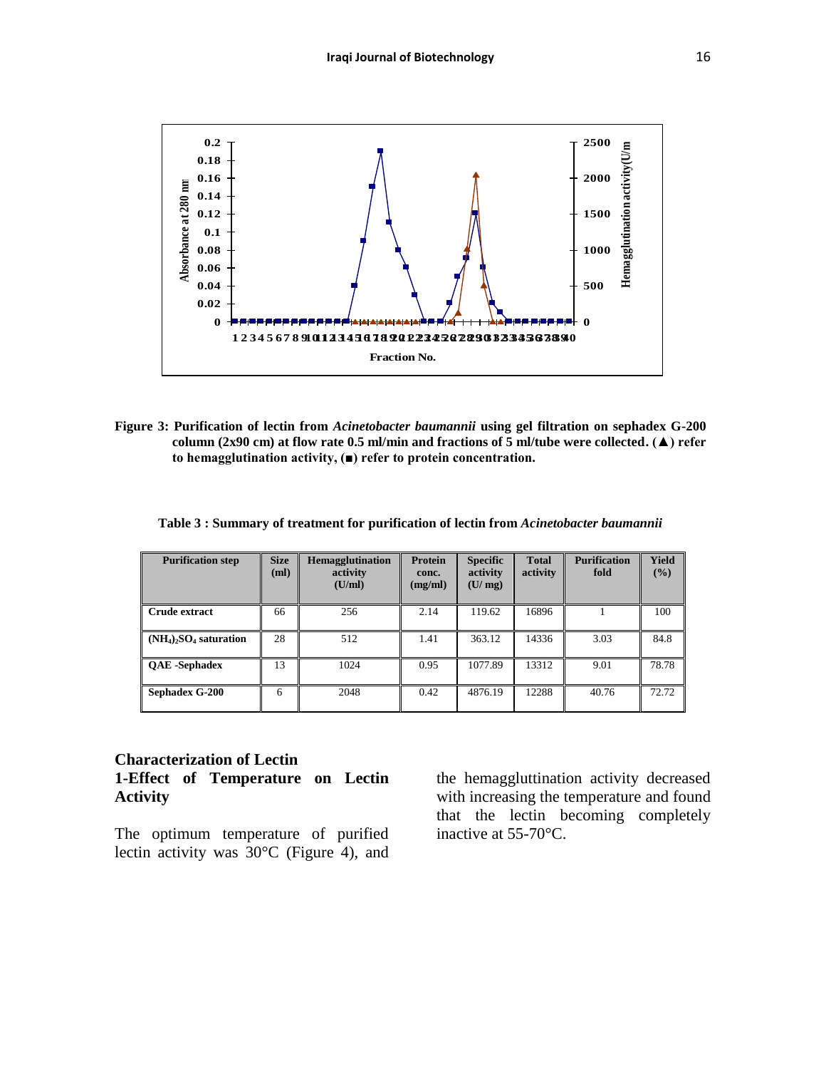Figure 3: Purification of lectin from *Acinetobacter baumannii* using gel filtration on sephadex G-200 column (2x90 cm) at flow rate 0.5 ml/min and fractions of 5 ml/tube were collected. (▲) refer to hemagglutination activity, (■) refer to protein concentration.

Table 3 : Summary of treatment for purification of lectin from *Acinetobacter baumannii*

| Purification step | Size (ml) | Hemagglutination activity (U/ml) | Protein conc. (mg/ml) | Specific activity (U/ mg) | Total activity | Purification fold | Yield (%) |
|---|---|---|---|---|---|---|---|
| Crude extract | 66 | 256 | 2.14 | 119.62 | 16896 | 1 | 100 |
| $(NH_4)_2SO_4$ saturation | 28 | 512 | 1.41 | 363.12 | 14336 | 3.03 | 84.8 |
| QAE -Sephadex | 13 | 1024 | 0.95 | 1077.89 | 13312 | 9.01 | 78.78 |
| Sephadex G-200 | 6 | 2048 | 0.42 | 4876.19 | 12288 | 40.76 | 72.72 |

## Characterization of Lectin

### 1-Effect of Temperature on Lectin Activity

The optimum temperature of purified lectin activity was 30°C (Figure 4), and the hemaggluttination activity decreased with increasing the temperature and found that the lectin becoming completely inactive at 55-70°C.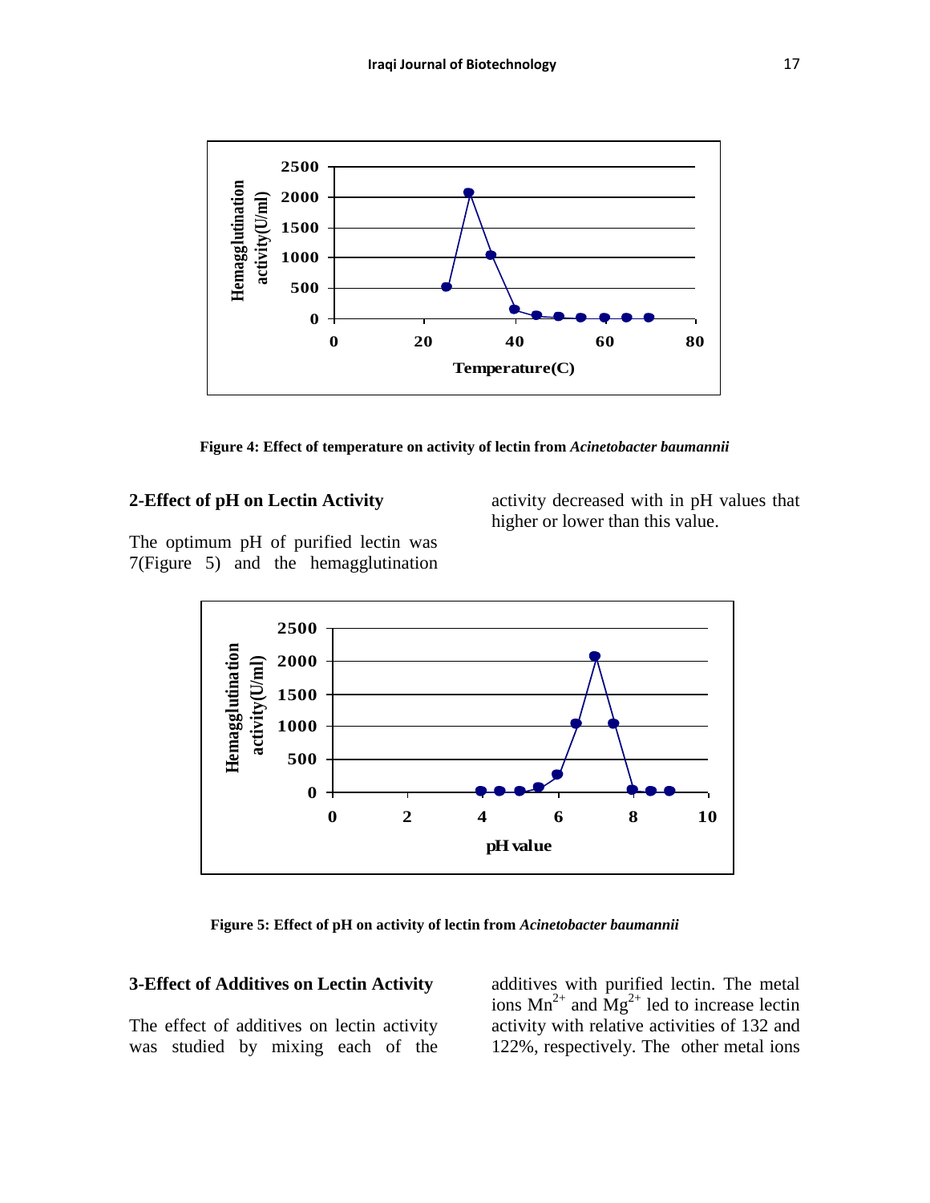Figure 4: Effect of temperature on activity of lectin from *Acinetobacter baumannii*

## 2-Effect of pH on Lectin Activity

The optimum pH of purified lectin was 7(Figure 5) and the hemagglutination activity decreased with in pH values that higher or lower than this value.

Figure 5: Effect of pH on activity of lectin from *Acinetobacter baumannii*

## 3-Effect of Additives on Lectin Activity

The effect of additives on lectin activity was studied by mixing each of the additives with purified lectin. The metal ions $Mn^{2+}$ and $Mg^{2+}$ led to increase lectin activity with relative activities of 132 and 122%, respectively. The other metal ions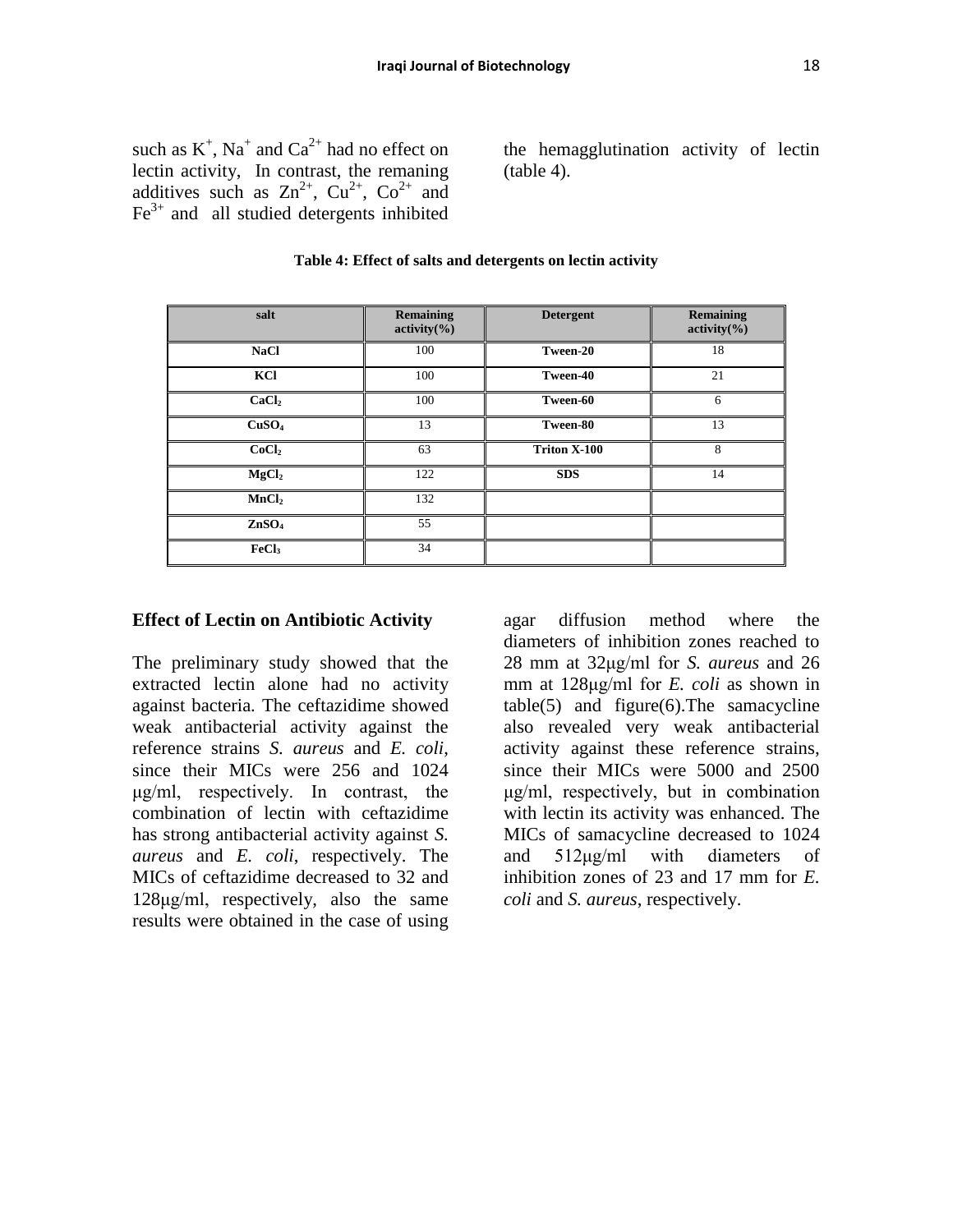such as $K^+$, $Na^+$ and $Ca^{2+}$ had no effect on lectin activity, In contrast, the remaning additives such as $Zn^{2+}$, $Cu^{2+}$, $Co^{2+}$ and $Fe^{3+}$ and all studied detergents inhibited the hemagglutination activity of lectin (table 4).

**Table 4: Effect of salts and detergents on lectin activity**

| salt | Remaining activity(%) | Detergent | Remaining activity(%) |
|---|---|---|---|
| **NaCl** | 100 | **Tween-20** | 18 |
| **KCl** | 100 | **Tween-40** | 21 |
| **$CaCl_2$** | 100 | **Tween-60** | 6 |
| **$CuSO_4$** | 13 | **Tween-80** | 13 |
| **$CoCl_2$** | 63 | **Triton X-100** | 8 |
| **$MgCl_2$** | 122 | **SDS** | 14 |
| **$MnCl_2$** | 132 | | |
| **$ZnSO_4$** | 55 | | |
| **$FeCl_3$** | 34 | | |

### Effect of Lectin on Antibiotic Activity

The preliminary study showed that the extracted lectin alone had no activity against bacteria. The ceftazidime showed weak antibacterial activity against the reference strains *S. aureus* and *E. coli*, since their MICs were 256 and 1024 μg/ml, respectively. In contrast, the combination of lectin with ceftazidime has strong antibacterial activity against *S. aureus* and *E. coli*, respectively. The MICs of ceftazidime decreased to 32 and 128μg/ml, respectively, also the same results were obtained in the case of using agar diffusion method where the diameters of inhibition zones reached to 28 mm at 32μg/ml for *S. aureus* and 26 mm at 128μg/ml for *E. coli* as shown in table(5) and figure(6).The samacycline also revealed very weak antibacterial activity against these reference strains, since their MICs were 5000 and 2500 μg/ml, respectively, but in combination with lectin its activity was enhanced. The MICs of samacycline decreased to 1024 and 512μg/ml with diameters of inhibition zones of 23 and 17 mm for *E. coli* and *S. aureus*, respectively.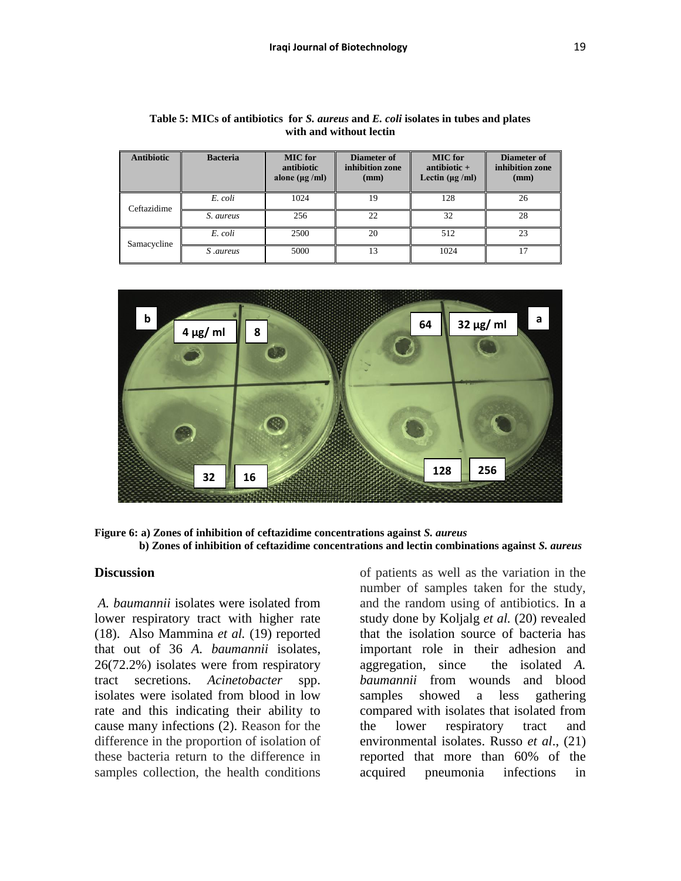**Table 5: MICs of antibiotics for *S. aureus* and *E. coli* isolates in tubes and plates with and without lectin**

| Antibiotic | Bacteria | MIC for antibiotic alone (µg /ml) | Diameter of inhibition zone (mm) | MIC for antibiotic + Lectin (µg /ml) | Diameter of inhibition zone (mm) |
|---|---|---|---|---|---|
| Ceftazidime | *E. coli* | 1024 | 19 | 128 | 26 |
| | *S. aureus* | 256 | 22 | 32 | 28 |
| Samacycline | *E. coli* | 2500 | 20 | 512 | 23 |
| | *S .aureus* | 5000 | 13 | 1024 | 17 |

**Figure 6: a) Zones of inhibition of ceftazidime concentrations against *S. aureus***
**b) Zones of inhibition of ceftazidime concentrations and lectin combinations against *S. aureus***

## Discussion

*A. baumannii* isolates were isolated from lower respiratory tract with higher rate (18). Also Mammina *et al.* (19) reported that out of 36 *A. baumannii* isolates, 26(72.2%) isolates were from respiratory tract secretions. *Acinetobacter* spp. isolates were isolated from blood in low rate and this indicating their ability to cause many infections (2). Reason for the difference in the proportion of isolation of these bacteria return to the difference in samples collection, the health conditions of patients as well as the variation in the number of samples taken for the study, and the random using of antibiotics. In a study done by Koljalg *et al.* (20) revealed that the isolation source of bacteria has important role in their adhesion and aggregation, since the isolated *A. baumannii* from wounds and blood samples showed a less gathering compared with isolates that isolated from the lower respiratory tract and environmental isolates. Russo *et al*., (21) reported that more than 60% of the acquired pneumonia infections in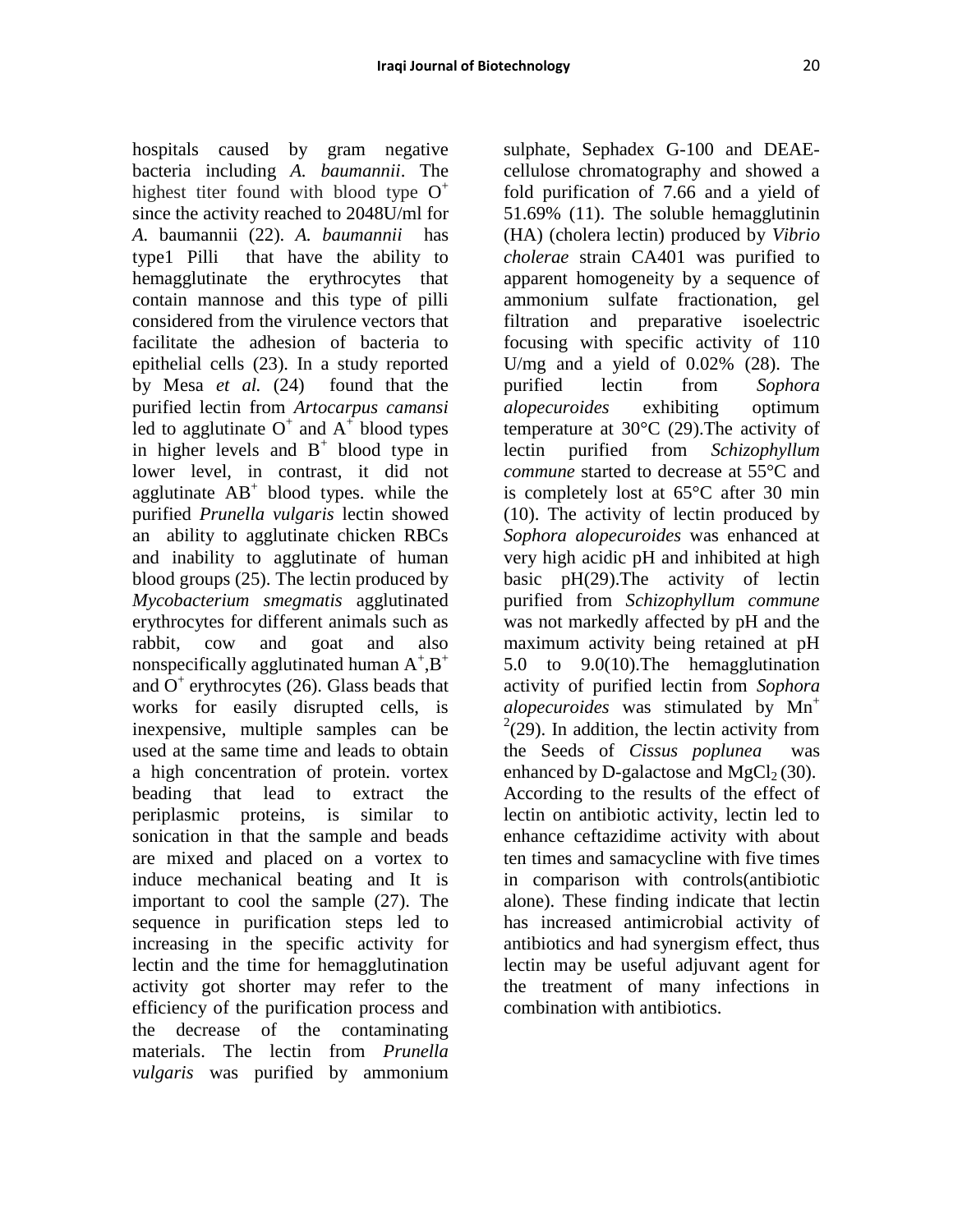hospitals caused by gram negative bacteria including *A. baumannii*. The highest titer found with blood type $O^+$ since the activity reached to 2048U/ml for *A.* baumannii (22). *A. baumannii* has type1 Pilli that have the ability to hemagglutinate the erythrocytes that contain mannose and this type of pilli considered from the virulence vectors that facilitate the adhesion of bacteria to epithelial cells (23). In a study reported by Mesa *et al.* (24) found that the purified lectin from *Artocarpus camansi* led to agglutinate $O^+$ and $A^+$ blood types in higher levels and $B^+$ blood type in lower level, in contrast, it did not agglutinate $AB^+$ blood types. while the purified *Prunella vulgaris* lectin showed an ability to agglutinate chicken RBCs and inability to agglutinate of human blood groups (25). The lectin produced by *Mycobacterium smegmatis* agglutinated erythrocytes for different animals such as rabbit, cow and goat and also nonspecifically agglutinated human $A^+$,$B^+$ and $O^+$ erythrocytes (26). Glass beads that works for easily disrupted cells, is inexpensive, multiple samples can be used at the same time and leads to obtain a high concentration of protein. vortex beading that lead to extract the periplasmic proteins, is similar to sonication in that the sample and beads are mixed and placed on a vortex to induce mechanical beating and It is important to cool the sample (27). The sequence in purification steps led to increasing in the specific activity for lectin and the time for hemagglutination activity got shorter may refer to the efficiency of the purification process and the decrease of the contaminating materials. The lectin from *Prunella vulgaris* was purified by ammonium sulphate, Sephadex G-100 and DEAE-cellulose chromatography and showed a fold purification of 7.66 and a yield of 51.69% (11). The soluble hemagglutinin (HA) (cholera lectin) produced by *Vibrio cholerae* strain CA401 was purified to apparent homogeneity by a sequence of ammonium sulfate fractionation, gel filtration and preparative isoelectric focusing with specific activity of 110 U/mg and a yield of 0.02% (28). The purified lectin from *Sophora alopecuroides* exhibiting optimum temperature at 30°C (29).The activity of lectin purified from *Schizophyllum commune* started to decrease at 55°C and is completely lost at 65°C after 30 min (10). The activity of lectin produced by *Sophora alopecuroides* was enhanced at very high acidic pH and inhibited at high basic pH(29).The activity of lectin purified from *Schizophyllum commune* was not markedly affected by pH and the maximum activity being retained at pH 5.0 to 9.0(10).The hemagglutination activity of purified lectin from *Sophora alopecuroides* was stimulated by $Mn^{+2}$(29). In addition, the lectin activity from the Seeds of *Cissus poplunea* was enhanced by D-galactose and $MgCl_2$ (30). According to the results of the effect of lectin on antibiotic activity, lectin led to enhance ceftazidime activity with about ten times and samacycline with five times in comparison with controls(antibiotic alone). These finding indicate that lectin has increased antimicrobial activity of antibiotics and had synergism effect, thus lectin may be useful adjuvant agent for the treatment of many infections in combination with antibiotics.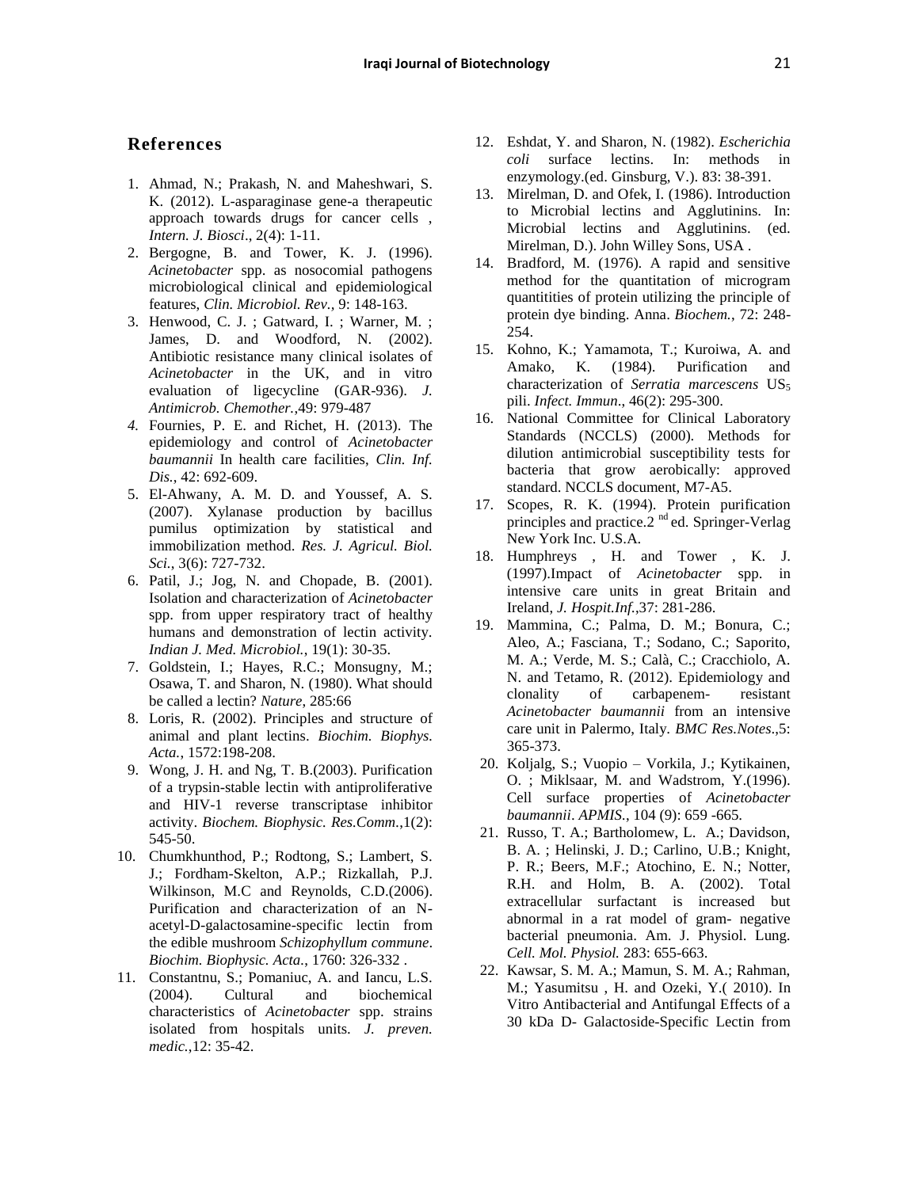## References

1. Ahmad, N.; Prakash, N. and Maheshwari, S. K. (2012). L-asparaginase gene-a therapeutic approach towards drugs for cancer cells , *Intern. J. Biosci*., 2(4): 1-11.
2. Bergogne, B. and Tower, K. J. (1996). *Acinetobacter* spp. as nosocomial pathogens microbiological clinical and epidemiological features, *Clin. Microbiol. Rev.*, 9: 148-163.
3. Henwood, C. J. ; Gatward, I. ; Warner, M. ; James, D. and Woodford, N. (2002). Antibiotic resistance many clinical isolates of *Acinetobacter* in the UK, and in vitro evaluation of ligecycline (GAR-936). *J. Antimicrob. Chemother.*,49: 979-487
4. Fournies, P. E. and Richet, H. (2013). The epidemiology and control of *Acinetobacter baumannii* In health care facilities, *Clin. Inf. Dis.*, 42: 692-609.
5. El-Ahwany, A. M. D. and Youssef, A. S. (2007). Xylanase production by bacillus pumilus optimization by statistical and immobilization method. *Res. J. Agricul. Biol. Sci.*, 3(6): 727-732.
6. Patil, J.; Jog, N. and Chopade, B. (2001). Isolation and characterization of *Acinetobacter* spp. from upper respiratory tract of healthy humans and demonstration of lectin activity. *Indian J. Med. Microbiol.*, 19(1): 30-35.
7. Goldstein, I.; Hayes, R.C.; Monsugny, M.; Osawa, T. and Sharon, N. (1980). What should be called a lectin? *Nature*, 285:66
8. Loris, R. (2002). Principles and structure of animal and plant lectins. *Biochim. Biophys. Acta.*, 1572:198-208.
9. Wong, J. H. and Ng, T. B.(2003). Purification of a trypsin-stable lectin with antiproliferative and HIV-1 reverse transcriptase inhibitor activity. *Biochem. Biophysic. Res.Comm*.,1(2): 545-50.
10. Chumkhunthod, P.; Rodtong, S.; Lambert, S. J.; Fordham-Skelton, A.P.; Rizkallah, P.J. Wilkinson, M.C and Reynolds, C.D.(2006). Purification and characterization of an N-acetyl-D-galactosamine-specific lectin from the edible mushroom *Schizophyllum commune*. *Biochim. Biophysic. Acta.*, 1760: 326-332 .
11. Constantnu, S.; Pomaniuc, A. and Iancu, L.S. (2004). Cultural and biochemical characteristics of *Acinetobacter* spp. strains isolated from hospitals units. *J. preven. medic.*,12: 35-42.
12. Eshdat, Y. and Sharon, N. (1982). *Escherichia coli* surface lectins. In: methods in enzymology.(ed. Ginsburg, V.). 83: 38-391.
13. Mirelman, D. and Ofek, I. (1986). Introduction to Microbial lectins and Agglutinins. In: Microbial lectins and Agglutinins. (ed. Mirelman, D.). John Willey Sons, USA .
14. Bradford, M. (1976). A rapid and sensitive method for the quantitation of microgram quantitities of protein utilizing the principle of protein dye binding. Anna. *Biochem.*, 72: 248-254.
15. Kohno, K.; Yamamota, T.; Kuroiwa, A. and Amako, K. (1984). Purification and characterization of *Serratia marcescens* $US_5$ pili. *Infect. Immun*., 46(2): 295-300.
16. National Committee for Clinical Laboratory Standards (NCCLS) (2000). Methods for dilution antimicrobial susceptibility tests for bacteria that grow aerobically: approved standard. NCCLS document, M7-A5.
17. Scopes, R. K. (1994). Protein purification principles and practice.2 nd ed. Springer-Verlag New York Inc. U.S.A.
18. Humphreys , H. and Tower , K. J. (1997).Impact of *Acinetobacter* spp. in intensive care units in great Britain and Ireland, *J. Hospit.Inf*.,37: 281-286.
19. Mammina, C.; Palma, D. M.; Bonura, C.; Aleo, A.; Fasciana, T.; Sodano, C.; Saporito, M. A.; Verde, M. S.; Calà, C.; Cracchiolo, A. N. and Tetamo, R. (2012). Epidemiology and clonality of carbapenem- resistant *Acinetobacter baumannii* from an intensive care unit in Palermo, Italy. *BMC Res.Notes*.,5: 365-373.
20. Koljalg, S.; Vuopio – Vorkila, J.; Kytikainen, O. ; Miklsaar, M. and Wadstrom, Y.(1996). Cell surface properties of *Acinetobacter baumannii*. *APMIS.*, 104 (9): 659 -665.
21. Russo, T. A.; Bartholomew, L. A.; Davidson, B. A. ; Helinski, J. D.; Carlino, U.B.; Knight, P. R.; Beers, M.F.; Atochino, E. N.; Notter, R.H. and Holm, B. A. (2002). Total extracellular surfactant is increased but abnormal in a rat model of gram- negative bacterial pneumonia. Am. J. Physiol. Lung. *Cell. Mol. Physiol.* 283: 655-663.
22. Kawsar, S. M. A.; Mamun, S. M. A.; Rahman, M.; Yasumitsu , H. and Ozeki, Y.( 2010). In Vitro Antibacterial and Antifungal Effects of a 30 kDa D- Galactoside-Specific Lectin from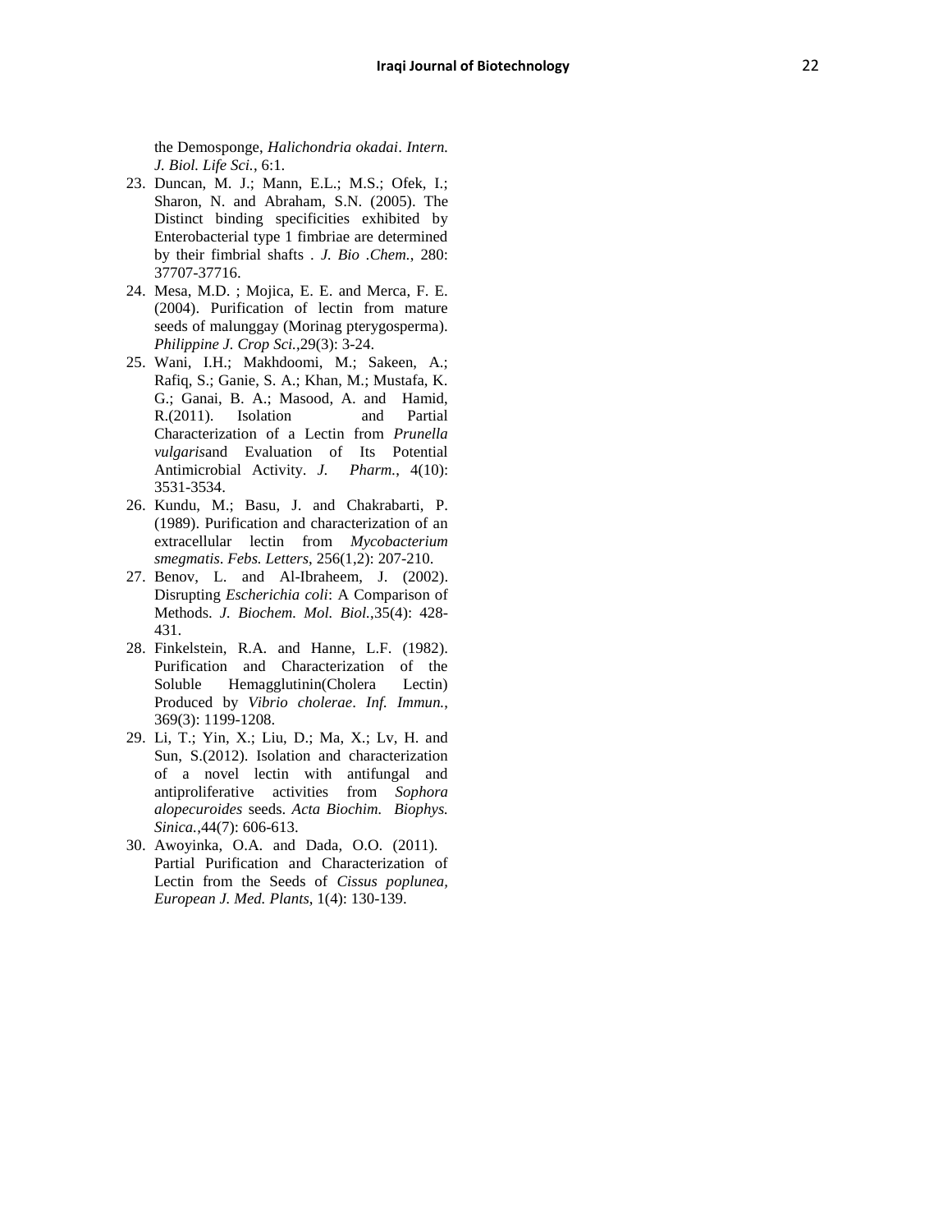the Demosponge, *Halichondria okadai*. *Intern. J. Biol. Life Sci.*, 6:1.

23. Duncan, M. J.; Mann, E.L.; M.S.; Ofek, I.; Sharon, N. and Abraham, S.N. (2005). The Distinct binding specificities exhibited by Enterobacterial type 1 fimbriae are determined by their fimbrial shafts . *J. Bio .Chem.*, 280: 37707-37716.
24. Mesa, M.D. ; Mojica, E. E. and Merca, F. E. (2004). Purification of lectin from mature seeds of malunggay (Morinag pterygosperma). *Philippine J. Crop Sci.*,29(3): 3-24.
25. Wani, I.H.; Makhdoomi, M.; Sakeen, A.; Rafiq, S.; Ganie, S. A.; Khan, M.; Mustafa, K. G.; Ganai, B. A.; Masood, A. and Hamid, R.(2011). Isolation and Partial Characterization of a Lectin from *Prunella vulgaris*and Evaluation of Its Potential Antimicrobial Activity. *J. Pharm.*, 4(10): 3531-3534.
26. Kundu, M.; Basu, J. and Chakrabarti, P. (1989). Purification and characterization of an extracellular lectin from *Mycobacterium smegmatis*. *Febs. Letters*, 256(1,2): 207-210.
27. Benov, L. and Al-Ibraheem, J. (2002). Disrupting *Escherichia coli*: A Comparison of Methods. *J. Biochem. Mol. Biol.*,35(4): 428-431.
28. Finkelstein, R.A. and Hanne, L.F. (1982). Purification and Characterization of the Soluble Hemagglutinin(Cholera Lectin) Produced by *Vibrio cholerae*. *Inf. Immun.*, 369(3): 1199-1208.
29. Li, T.; Yin, X.; Liu, D.; Ma, X.; Lv, H. and Sun, S.(2012). Isolation and characterization of a novel lectin with antifungal and antiproliferative activities from *Sophora alopecuroides* seeds. *Acta Biochim. Biophys. Sinica.*,44(7): 606-613.
30. Awoyinka, O.A. and Dada, O.O. (2011). Partial Purification and Characterization of Lectin from the Seeds of *Cissus poplunea*, *European J. Med. Plants*, 1(4): 130-139.